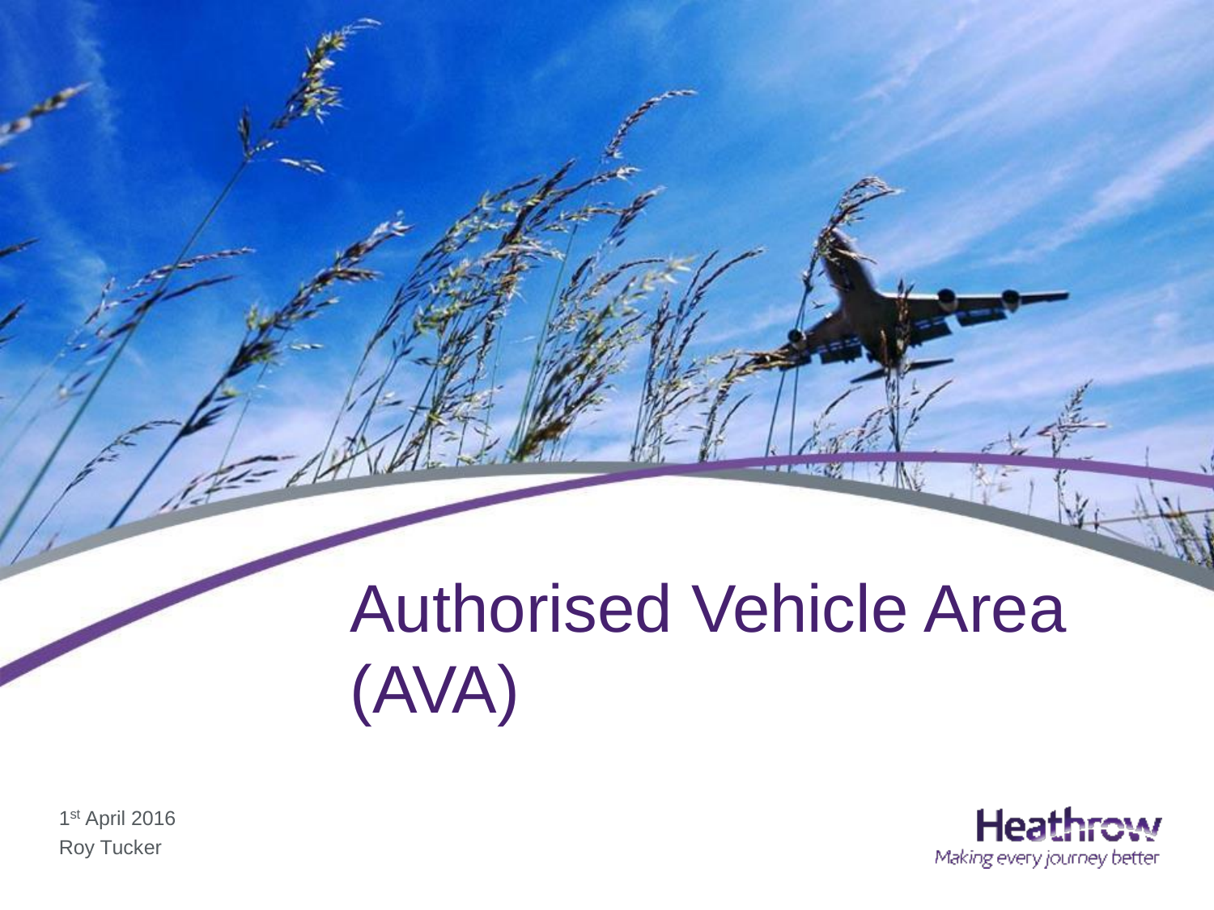# Authorised Vehicle Area (AVA)

1st April 2016

Roy Tucker

Heathrow

Making every journey better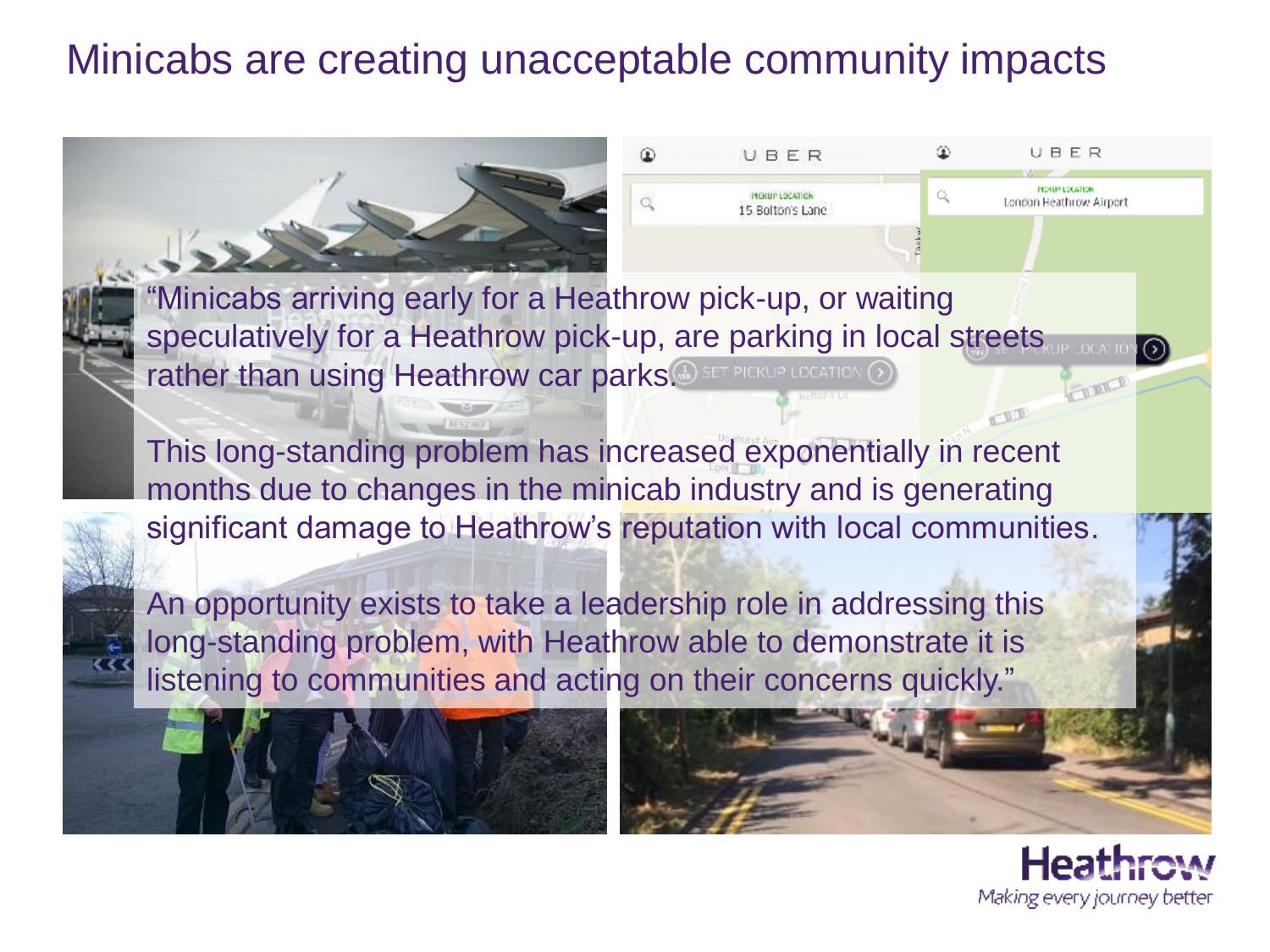# Minicabs are creating unacceptable community impacts

"Minicabs arriving early for a Heathrow pick-up, or waiting speculatively for a Heathrow pick-up, are parking in local streets rather than using Heathrow car parks.

This long-standing problem has increased exponentially in recent months due to changes in the minicab industry and is generating significant damage to Heathrow's reputation with local communities.

An opportunity exists to take a leadership role in addressing this long-standing problem, with Heathrow able to demonstrate it is listening to communities and acting on their concerns quickly."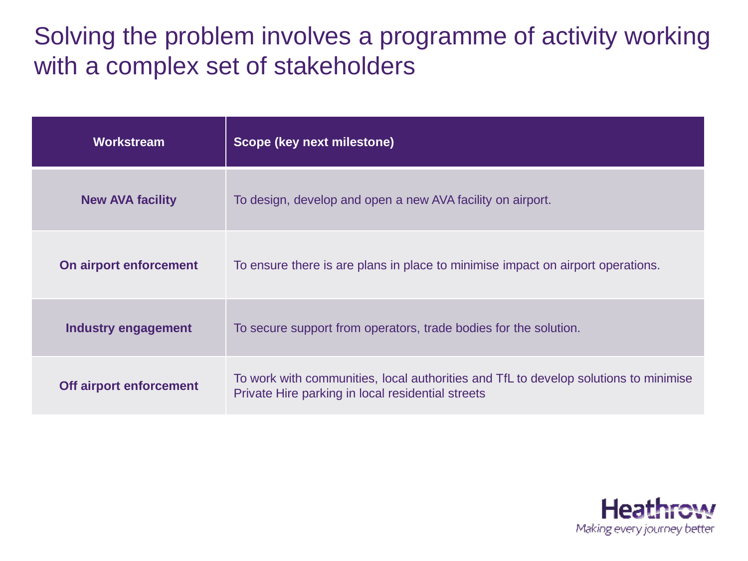# Solving the problem involves a programme of activity working with a complex set of stakeholders

| Workstream | Scope (key next milestone) |
|---|---|
| **New AVA facility** | To design, develop and open a new AVA facility on airport. |
| **On airport enforcement** | To ensure there is are plans in place to minimise impact on airport operations. |
| **Industry engagement** | To secure support from operators, trade bodies for the solution. |
| **Off airport enforcement** | To work with communities, local authorities and TfL to develop solutions to minimise Private Hire parking in local residential streets |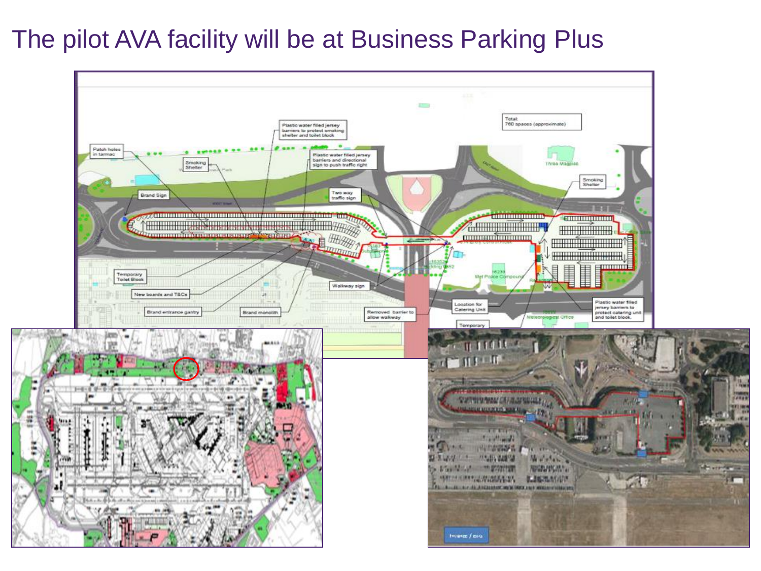# The pilot AVA facility will be at Business Parking Plus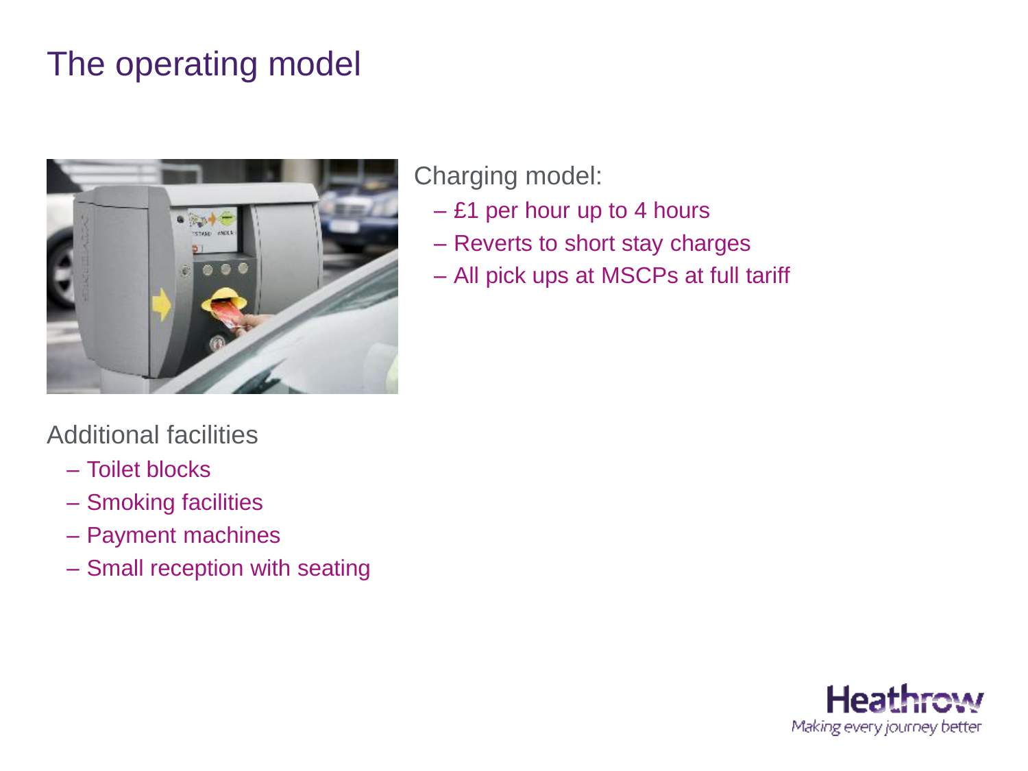# The operating model

Charging model:

- £1 per hour up to 4 hours
- Reverts to short stay charges
- All pick ups at MSCPs at full tariff

Additional facilities

- Toilet blocks
- Smoking facilities
- Payment machines
- Small reception with seating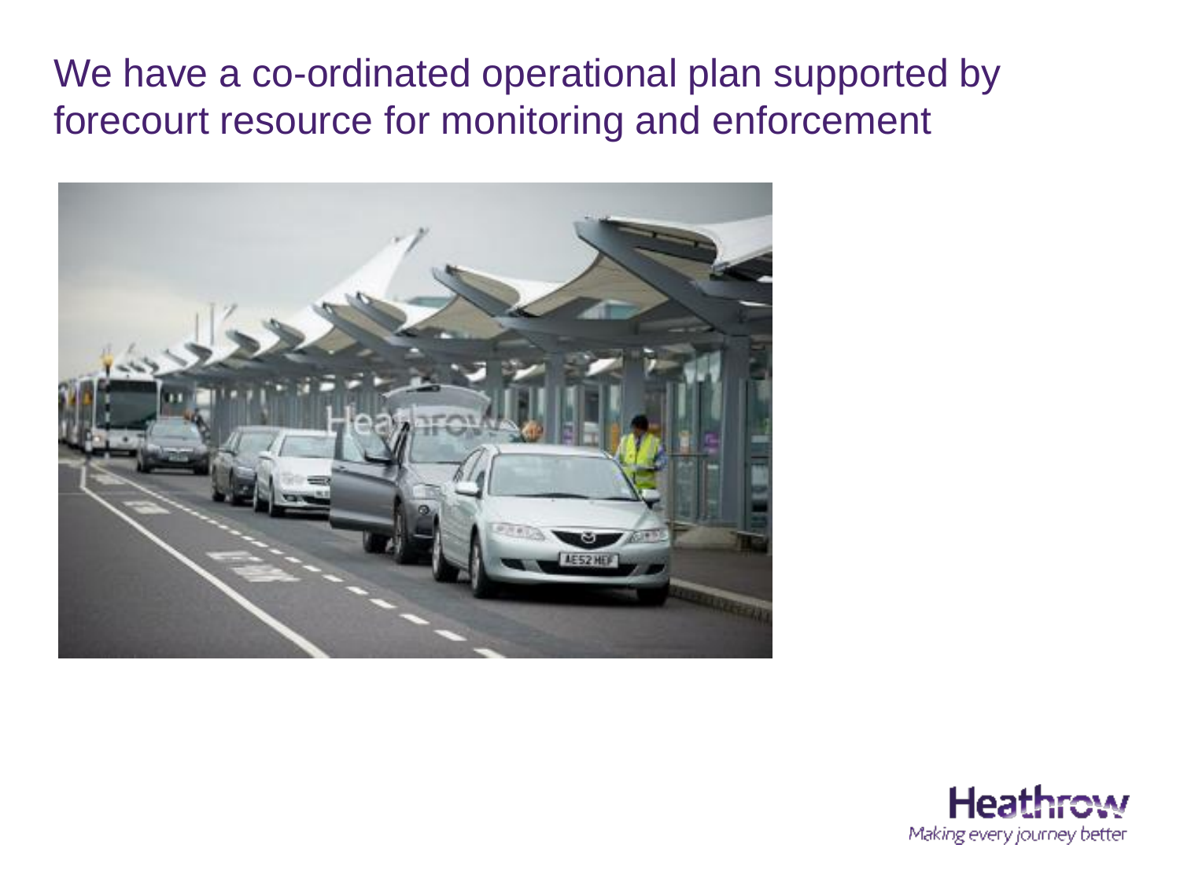# We have a co-ordinated operational plan supported by forecourt resource for monitoring and enforcement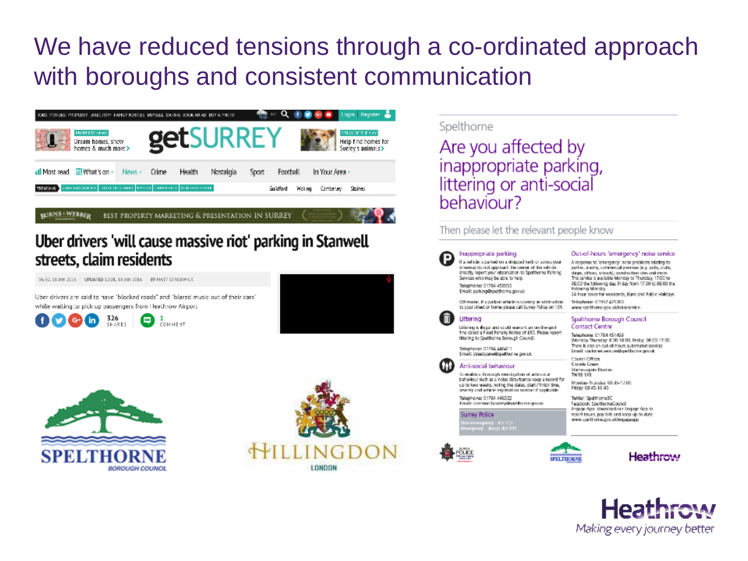# We have reduced tensions through a co-ordinated approach with boroughs and consistent communication

getSURREY

## Uber drivers 'will cause massive riot' parking in Stanwell streets, claim residents

Uber drivers are said to have "blocked roads" and "blared music out of their cars" while waiting to pick up passengers from Heathrow Airport

Spelthorne

## Are you affected by inappropriate parking, littering or anti-social behaviour?

Then please let the relevant people know

**Inappropriate parking**

**Littering**

**Anti-social behaviour**

**Out-of-hours 'emergency' noise service**

**Spelthorne Borough Council Contact Centre**

**Surrey Police**

SPELTHORNE BOROUGH COUNCIL

HILLINGDON LONDON

Heathrow

Making every journey better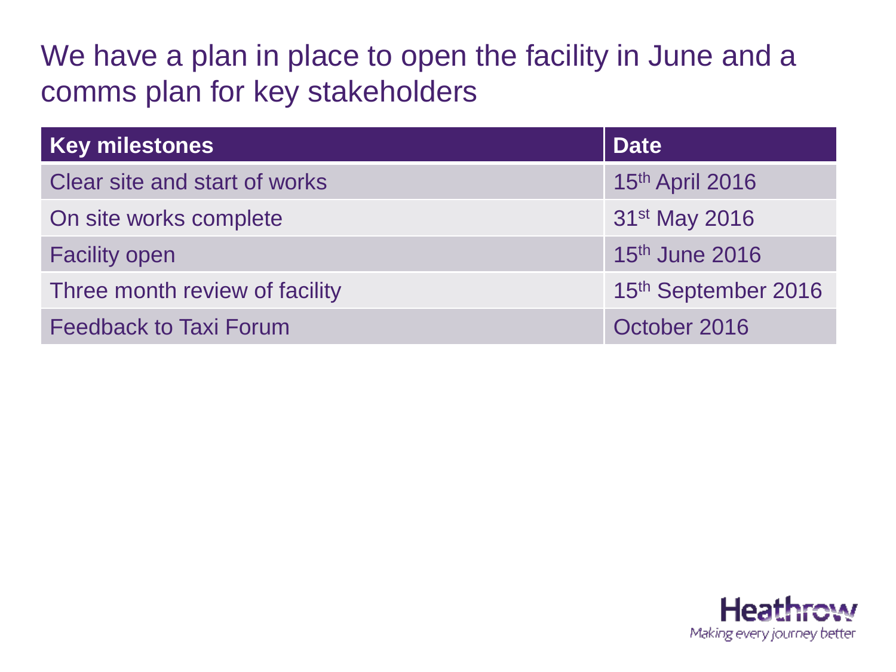# We have a plan in place to open the facility in June and a comms plan for key stakeholders

| Key milestones | Date |
|---|---|
| Clear site and start of works | 15th April 2016 |
| On site works complete | 31st May 2016 |
| Facility open | 15th June 2016 |
| Three month review of facility | 15th September 2016 |
| Feedback to Taxi Forum | October 2016 |

Heathrow
Making every journey better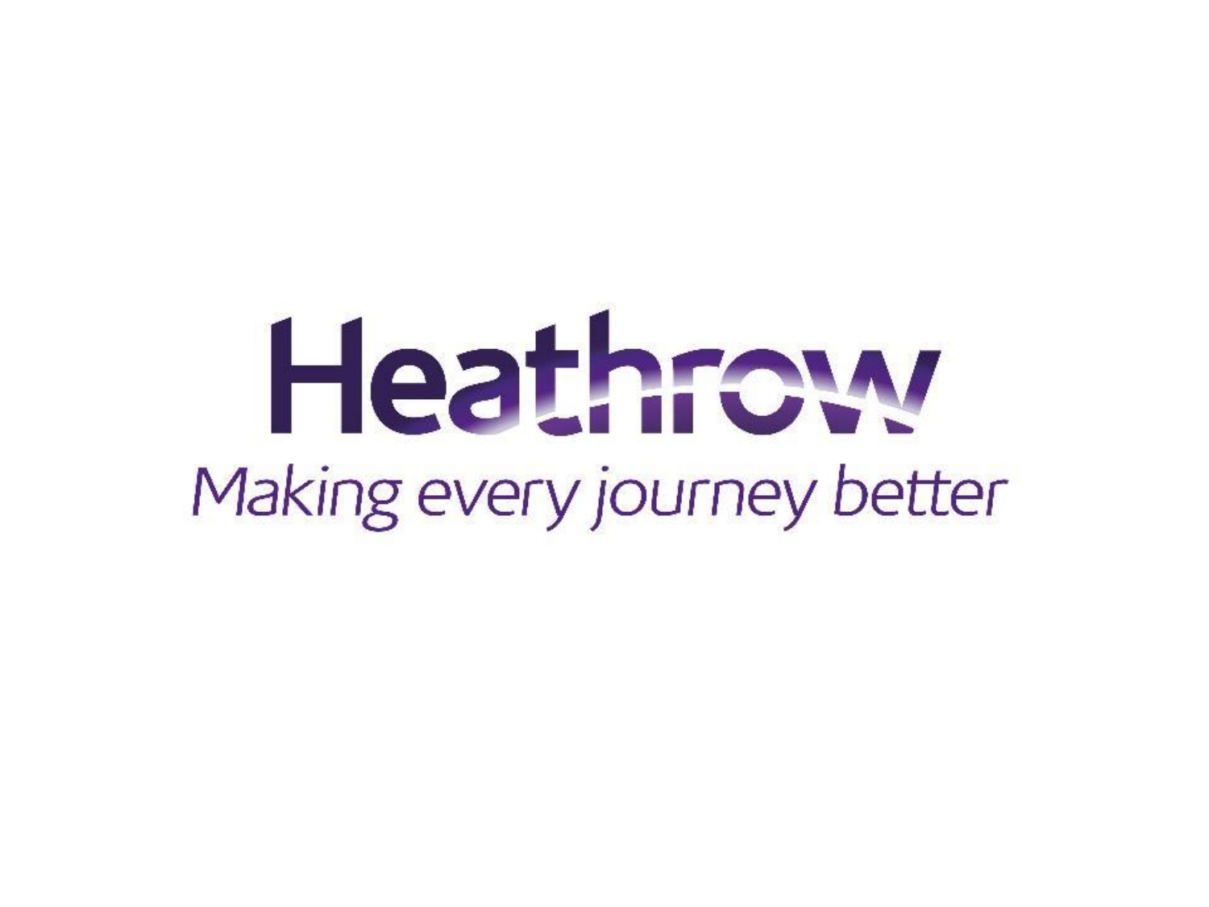Heathrow

*Making every journey better*